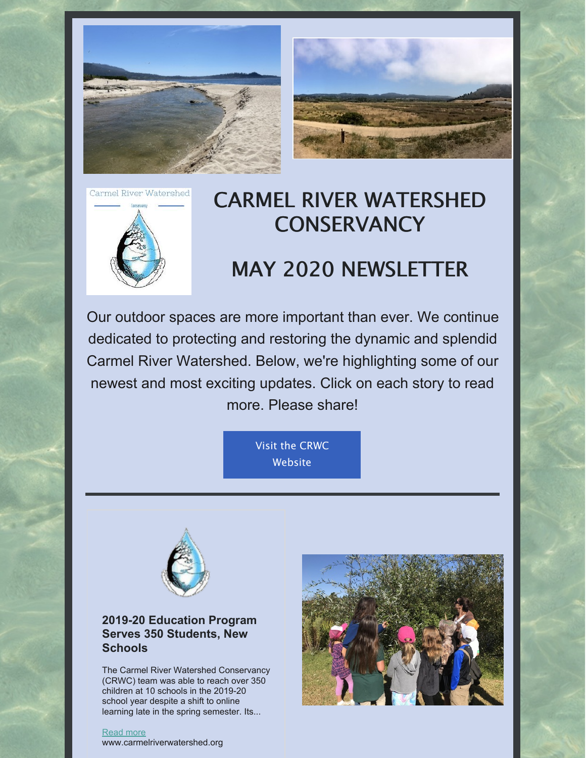Carmel River Watershed Conservancy

# CARMEL RIVER WATERSHED CONSERVANCY

# MAY 2020 NEWSLETTER

Our outdoor spaces are more important than ever. We continue dedicated to protecting and restoring the dynamic and splendid Carmel River Watershed. Below, we're highlighting some of our newest and most exciting updates. Click on each story to read more. Please share!

Visit the CRWC Website

---

### 2019-20 Education Program Serves 350 Students, New Schools

The Carmel River Watershed Conservancy (CRWC) team was able to reach over 350 children at 10 schools in the 2019-20 school year despite a shift to online learning late in the spring semester. Its...

Read more
www.carmelriverwatershed.org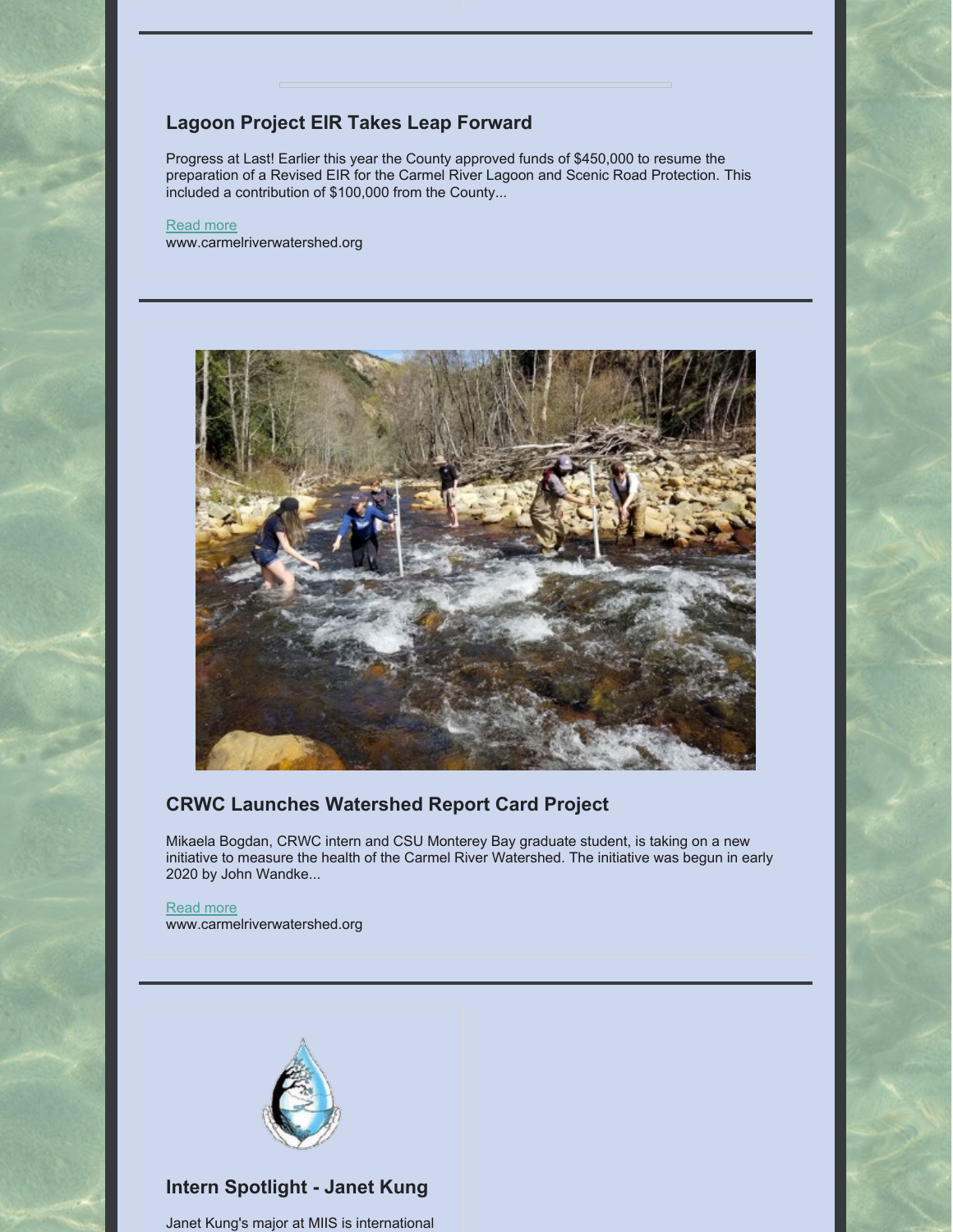### Lagoon Project EIR Takes Leap Forward

Progress at Last! Earlier this year the County approved funds of $450,000 to resume the preparation of a Revised EIR for the Carmel River Lagoon and Scenic Road Protection. This included a contribution of $100,000 from the County...

Read more
www.carmelriverwatershed.org

### CRWC Launches Watershed Report Card Project

Mikaela Bogdan, CRWC intern and CSU Monterey Bay graduate student, is taking on a new initiative to measure the health of the Carmel River Watershed. The initiative was begun in early 2020 by John Wandke...

Read more
www.carmelriverwatershed.org

### Intern Spotlight - Janet Kung

Janet Kung's major at MIIS is international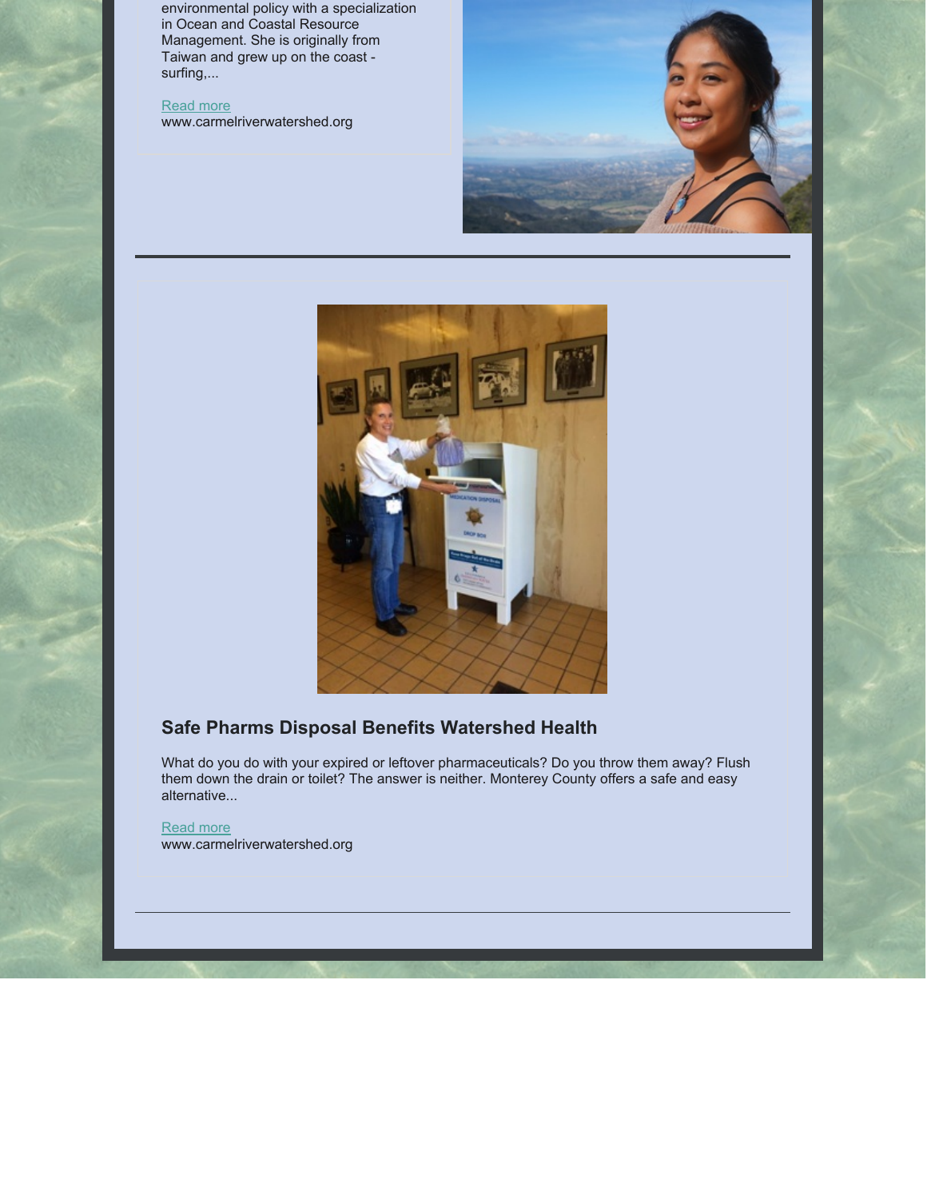environmental policy with a specialization in Ocean and Coastal Resource Management. She is originally from Taiwan and grew up on the coast - surfing,...

Read more
www.carmelriverwatershed.org

---

### Safe Pharms Disposal Benefits Watershed Health

What do you do with your expired or leftover pharmaceuticals? Do you throw them away? Flush them down the drain or toilet? The answer is neither. Monterey County offers a safe and easy alternative...

Read more
www.carmelriverwatershed.org